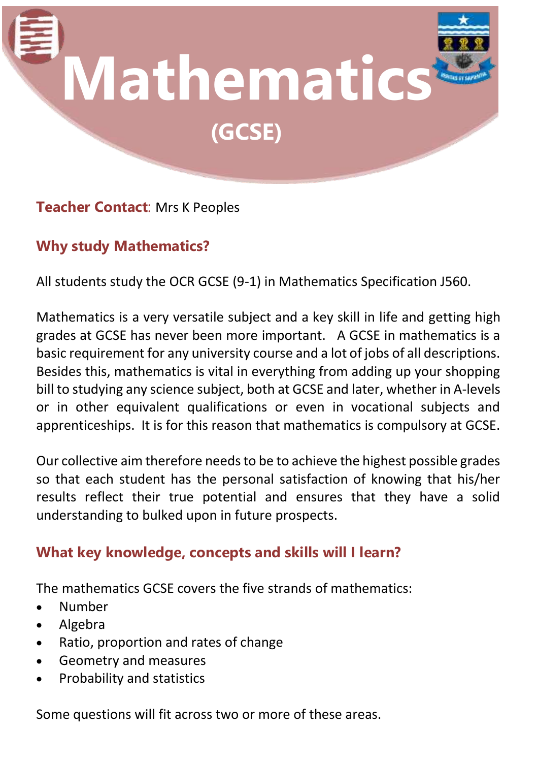# Mathematics

## (GCSE)

**Teacher Contact**: Mrs K Peoples

## Why study Mathematics?

All students study the OCR GCSE (9-1) in Mathematics Specification J560.

Mathematics is a very versatile subject and a key skill in life and getting high grades at GCSE has never been more important. A GCSE in mathematics is a basic requirement for any university course and a lot of jobs of all descriptions. Besides this, mathematics is vital in everything from adding up your shopping bill to studying any science subject, both at GCSE and later, whether in A-levels or in other equivalent qualifications or even in vocational subjects and apprenticeships. It is for this reason that mathematics is compulsory at GCSE.

Our collective aim therefore needs to be to achieve the highest possible grades so that each student has the personal satisfaction of knowing that his/her results reflect their true potential and ensures that they have a solid understanding to bulked upon in future prospects.

## What key knowledge, concepts and skills will I learn?

The mathematics GCSE covers the five strands of mathematics:

- Number
- Algebra
- Ratio, proportion and rates of change
- Geometry and measures
- Probability and statistics

Some questions will fit across two or more of these areas.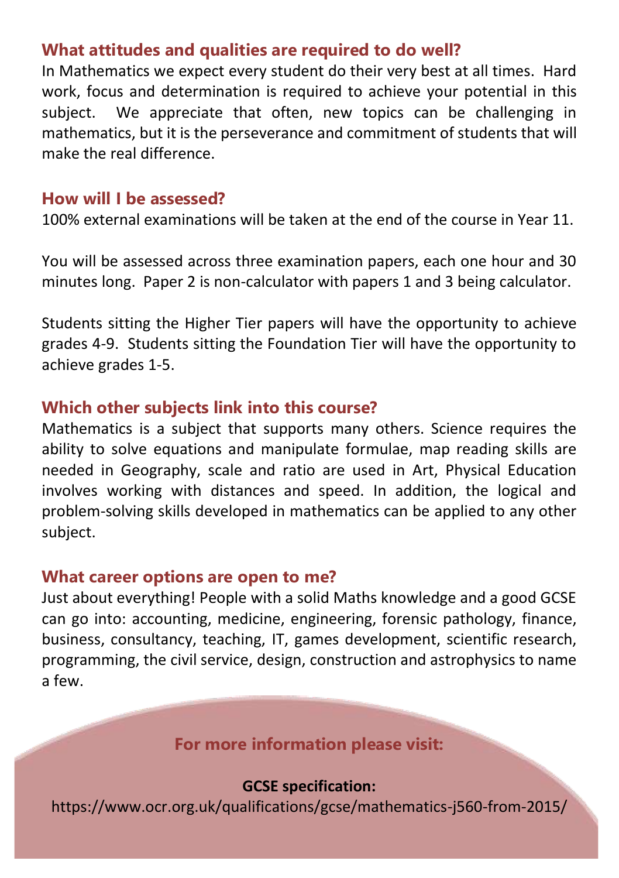## What attitudes and qualities are required to do well?

In Mathematics we expect every student do their very best at all times. Hard work, focus and determination is required to achieve your potential in this subject. We appreciate that often, new topics can be challenging in mathematics, but it is the perseverance and commitment of students that will make the real difference.

## How will I be assessed?

100% external examinations will be taken at the end of the course in Year 11.

You will be assessed across three examination papers, each one hour and 30 minutes long. Paper 2 is non-calculator with papers 1 and 3 being calculator.

Students sitting the Higher Tier papers will have the opportunity to achieve grades 4-9. Students sitting the Foundation Tier will have the opportunity to achieve grades 1-5.

## Which other subjects link into this course?

Mathematics is a subject that supports many others. Science requires the ability to solve equations and manipulate formulae, map reading skills are needed in Geography, scale and ratio are used in Art, Physical Education involves working with distances and speed. In addition, the logical and problem-solving skills developed in mathematics can be applied to any other subject.

## What career options are open to me?

Just about everything! People with a solid Maths knowledge and a good GCSE can go into: accounting, medicine, engineering, forensic pathology, finance, business, consultancy, teaching, IT, games development, scientific research, programming, the civil service, design, construction and astrophysics to name a few.

### For more information please visit:

**GCSE specification:**

https://www.ocr.org.uk/qualifications/gcse/mathematics-j560-from-2015/